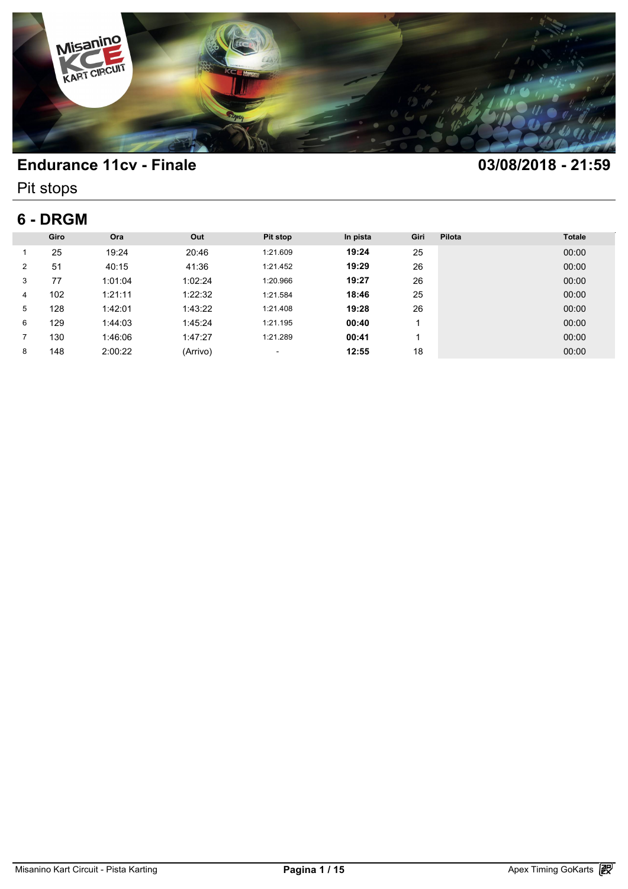# Endurance 11cv - Finale

**03/08/2018 - 21:59**

Pit stops

## 6 - DRGM

| | Giro | Ora | Out | Pit stop | In pista | Giri | Pilota | Totale |
|---|---|---|---|---|---|---|---|---|
| 1 | 25 | 19:24 | 20:46 | 1:21.609 | **19:24** | 25 | | 00:00 |
| 2 | 51 | 40:15 | 41:36 | 1:21.452 | **19:29** | 26 | | 00:00 |
| 3 | 77 | 1:01:04 | 1:02:24 | 1:20.966 | **19:27** | 26 | | 00:00 |
| 4 | 102 | 1:21:11 | 1:22:32 | 1:21.584 | **18:46** | 25 | | 00:00 |
| 5 | 128 | 1:42:01 | 1:43:22 | 1:21.408 | **19:28** | 26 | | 00:00 |
| 6 | 129 | 1:44:03 | 1:45:24 | 1:21.195 | **00:40** | 1 | | 00:00 |
| 7 | 130 | 1:46:06 | 1:47:27 | 1:21.289 | **00:41** | 1 | | 00:00 |
| 8 | 148 | 2:00:22 | (Arrivo) | - | **12:55** | 18 | | 00:00 |

Misanino Kart Circuit - Pista Karting

Apex Timing GoKarts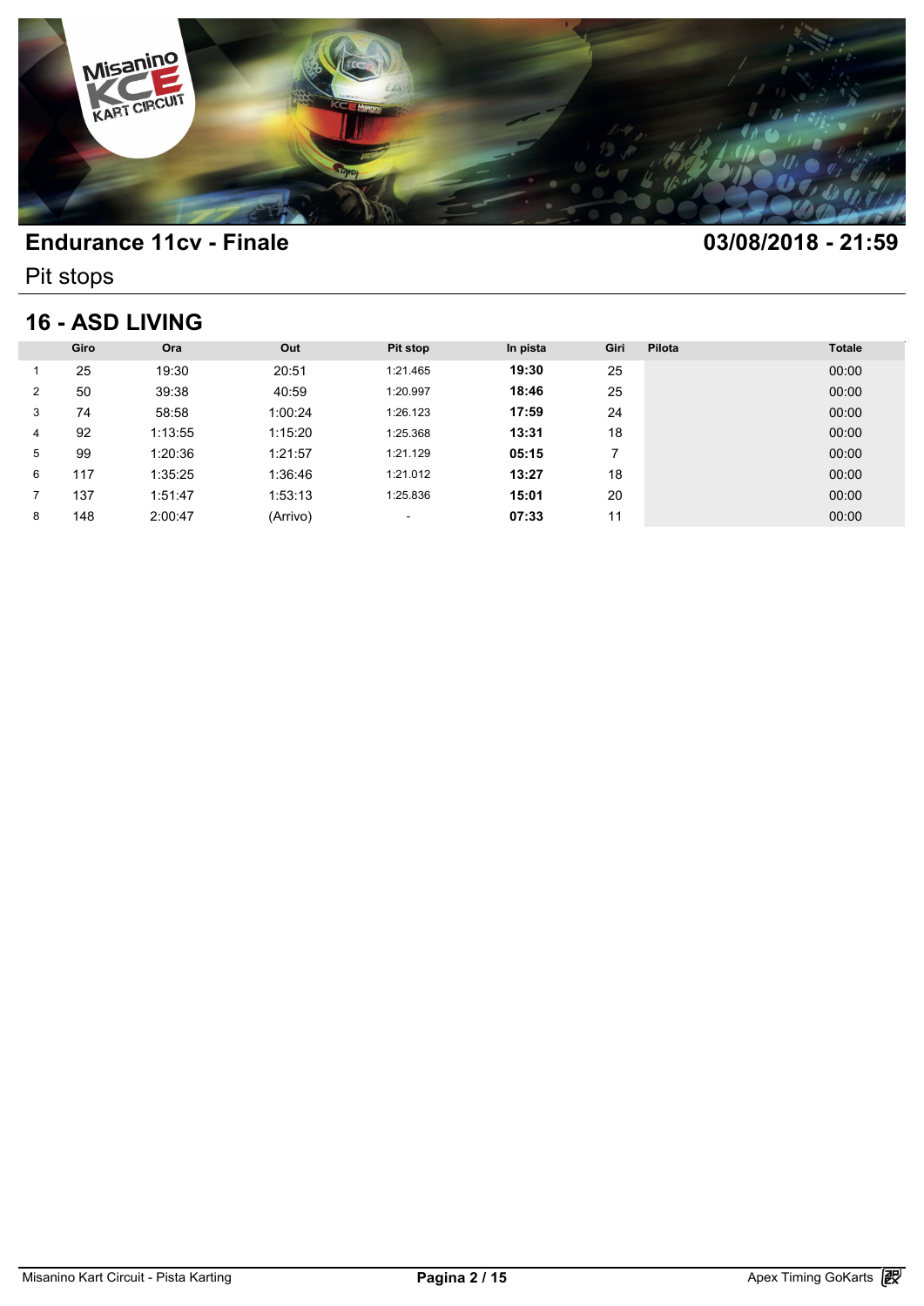## Endurance 11cv - Finale

## 03/08/2018 - 21:59

Pit stops

### 16 - ASD LIVING

| | Giro | Ora | Out | Pit stop | In pista | Giri | Pilota | Totale |
|---|---|---|---|---|---|---|---|---|
| 1 | 25 | 19:30 | 20:51 | 1:21.465 | **19:30** | 25 | | 00:00 |
| 2 | 50 | 39:38 | 40:59 | 1:20.997 | **18:46** | 25 | | 00:00 |
| 3 | 74 | 58:58 | 1:00:24 | 1:26.123 | **17:59** | 24 | | 00:00 |
| 4 | 92 | 1:13:55 | 1:15:20 | 1:25.368 | **13:31** | 18 | | 00:00 |
| 5 | 99 | 1:20:36 | 1:21:57 | 1:21.129 | **05:15** | 7 | | 00:00 |
| 6 | 117 | 1:35:25 | 1:36:46 | 1:21.012 | **13:27** | 18 | | 00:00 |
| 7 | 137 | 1:51:47 | 1:53:13 | 1:25.836 | **15:01** | 20 | | 00:00 |
| 8 | 148 | 2:00:47 | (Arrivo) | - | **07:33** | 11 | | 00:00 |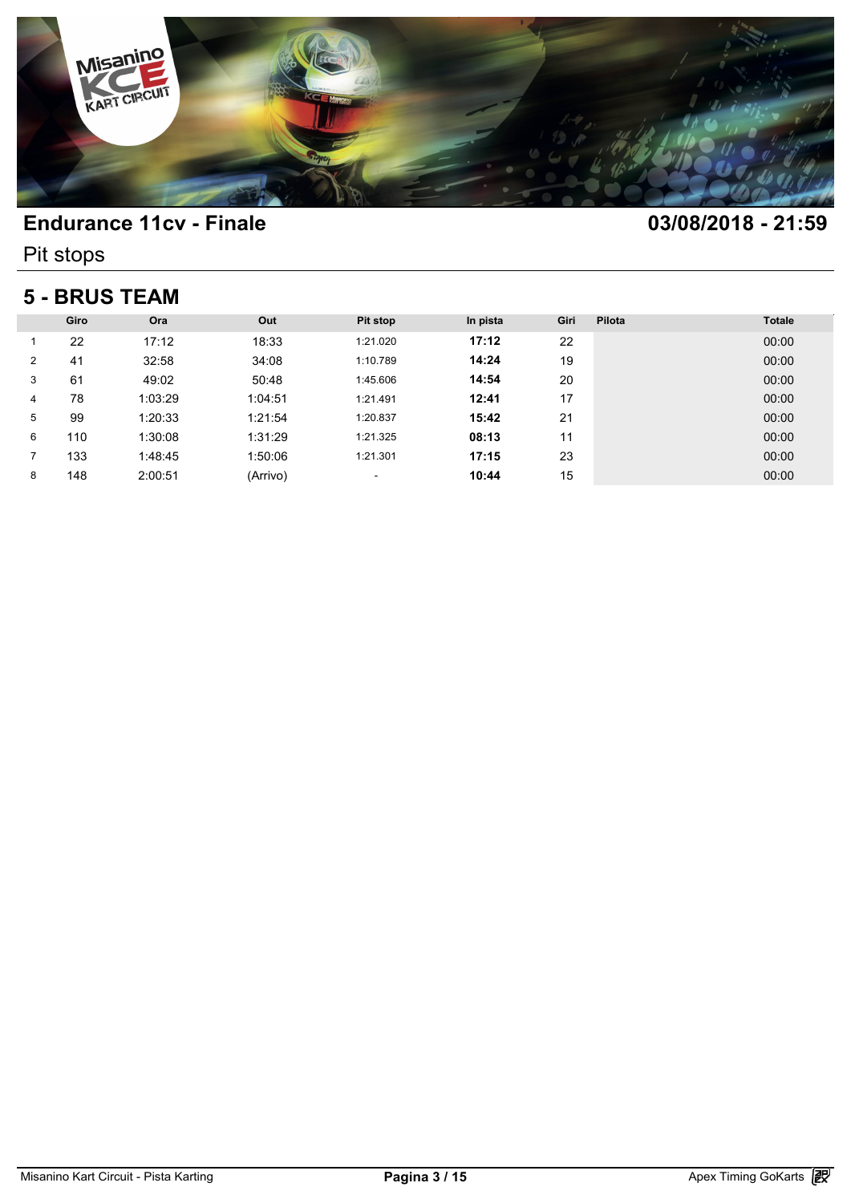## Endurance 11cv - Finale

**03/08/2018 - 21:59**

Pit stops

### 5 - BRUS TEAM

| | Giro | Ora | Out | Pit stop | In pista | Giri | Pilota | Totale |
|---|---|---|---|---|---|---|---|---|
| 1 | 22 | 17:12 | 18:33 | 1:21.020 | **17:12** | 22 | | 00:00 |
| 2 | 41 | 32:58 | 34:08 | 1:10.789 | **14:24** | 19 | | 00:00 |
| 3 | 61 | 49:02 | 50:48 | 1:45.606 | **14:54** | 20 | | 00:00 |
| 4 | 78 | 1:03:29 | 1:04:51 | 1:21.491 | **12:41** | 17 | | 00:00 |
| 5 | 99 | 1:20:33 | 1:21:54 | 1:20.837 | **15:42** | 21 | | 00:00 |
| 6 | 110 | 1:30:08 | 1:31:29 | 1:21.325 | **08:13** | 11 | | 00:00 |
| 7 | 133 | 1:48:45 | 1:50:06 | 1:21.301 | **17:15** | 23 | | 00:00 |
| 8 | 148 | 2:00:51 | (Arrivo) | - | **10:44** | 15 | | 00:00 |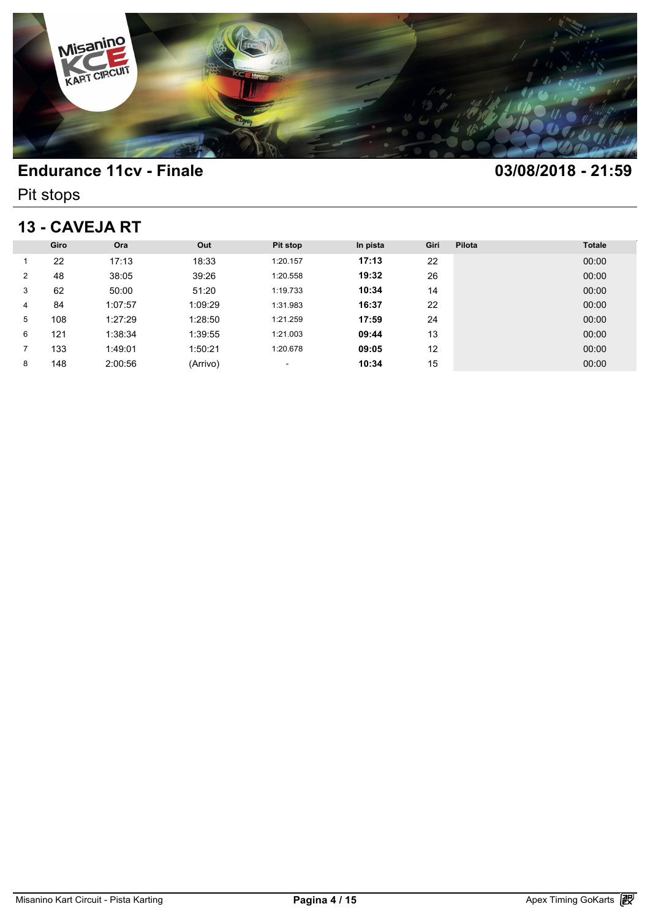# Endurance 11cv - Finale

**03/08/2018 - 21:59**

Pit stops

## 13 - CAVEJA RT

| | Giro | Ora | Out | Pit stop | In pista | Giri | Pilota | Totale |
|---|---|---|---|---|---|---|---|---|
| 1 | 22 | 17:13 | 18:33 | 1:20.157 | **17:13** | 22 | | 00:00 |
| 2 | 48 | 38:05 | 39:26 | 1:20.558 | **19:32** | 26 | | 00:00 |
| 3 | 62 | 50:00 | 51:20 | 1:19.733 | **10:34** | 14 | | 00:00 |
| 4 | 84 | 1:07:57 | 1:09:29 | 1:31.983 | **16:37** | 22 | | 00:00 |
| 5 | 108 | 1:27:29 | 1:28:50 | 1:21.259 | **17:59** | 24 | | 00:00 |
| 6 | 121 | 1:38:34 | 1:39:55 | 1:21.003 | **09:44** | 13 | | 00:00 |
| 7 | 133 | 1:49:01 | 1:50:21 | 1:20.678 | **09:05** | 12 | | 00:00 |
| 8 | 148 | 2:00:56 | (Arrivo) | - | **10:34** | 15 | | 00:00 |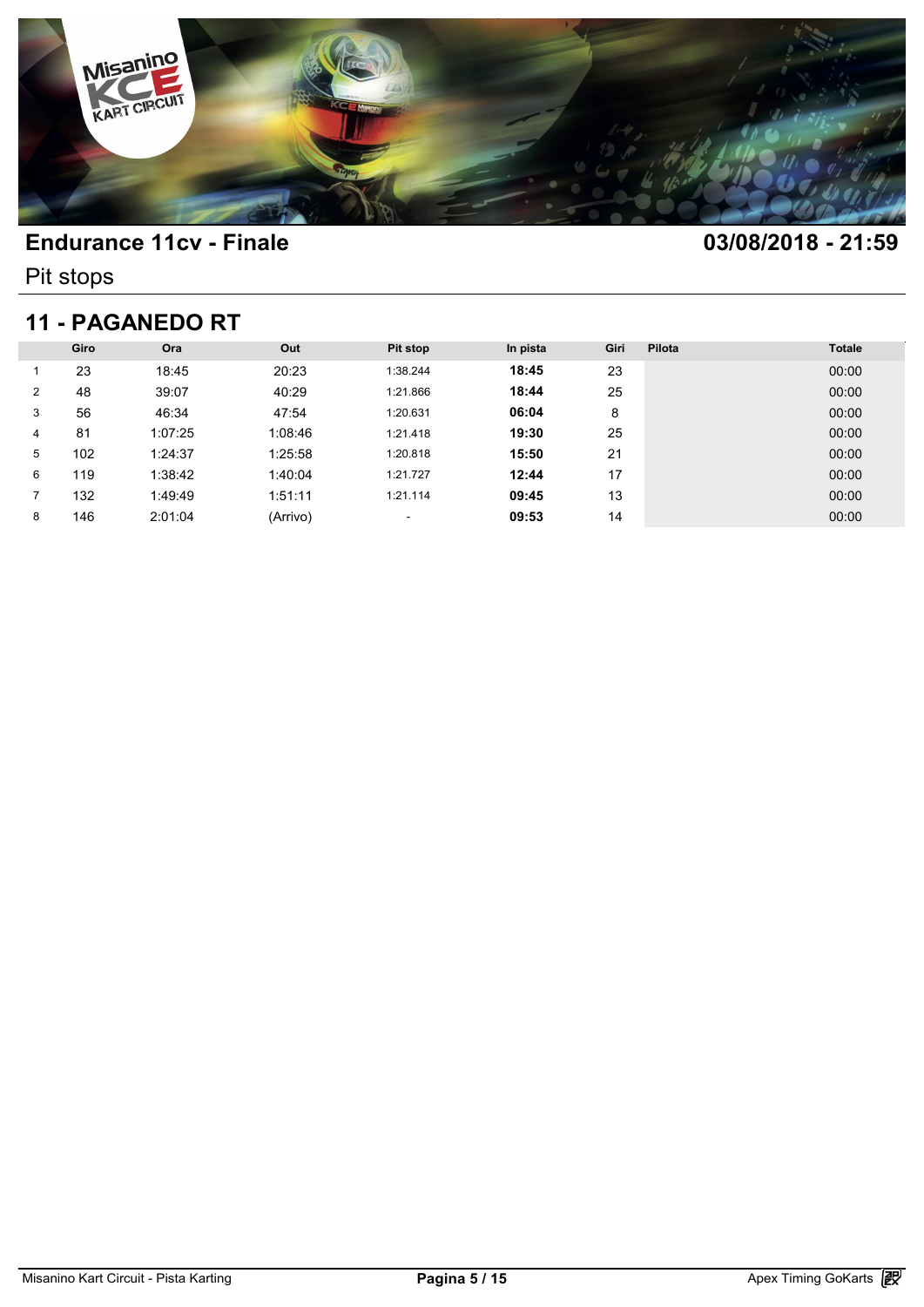## Endurance 11cv - Finale

**03/08/2018 - 21:59**

Pit stops

## 11 - PAGANEDO RT

| | Giro | Ora | Out | Pit stop | In pista | Giri | Pilota | Totale |
|---|---|---|---|---|---|---|---|---|
| 1 | 23 | 18:45 | 20:23 | 1:38.244 | **18:45** | 23 | | 00:00 |
| 2 | 48 | 39:07 | 40:29 | 1:21.866 | **18:44** | 25 | | 00:00 |
| 3 | 56 | 46:34 | 47:54 | 1:20.631 | **06:04** | 8 | | 00:00 |
| 4 | 81 | 1:07:25 | 1:08:46 | 1:21.418 | **19:30** | 25 | | 00:00 |
| 5 | 102 | 1:24:37 | 1:25:58 | 1:20.818 | **15:50** | 21 | | 00:00 |
| 6 | 119 | 1:38:42 | 1:40:04 | 1:21.727 | **12:44** | 17 | | 00:00 |
| 7 | 132 | 1:49:49 | 1:51:11 | 1:21.114 | **09:45** | 13 | | 00:00 |
| 8 | 146 | 2:01:04 | (Arrivo) | - | **09:53** | 14 | | 00:00 |

Misanino Kart Circuit - Pista Karting

Apex Timing GoKarts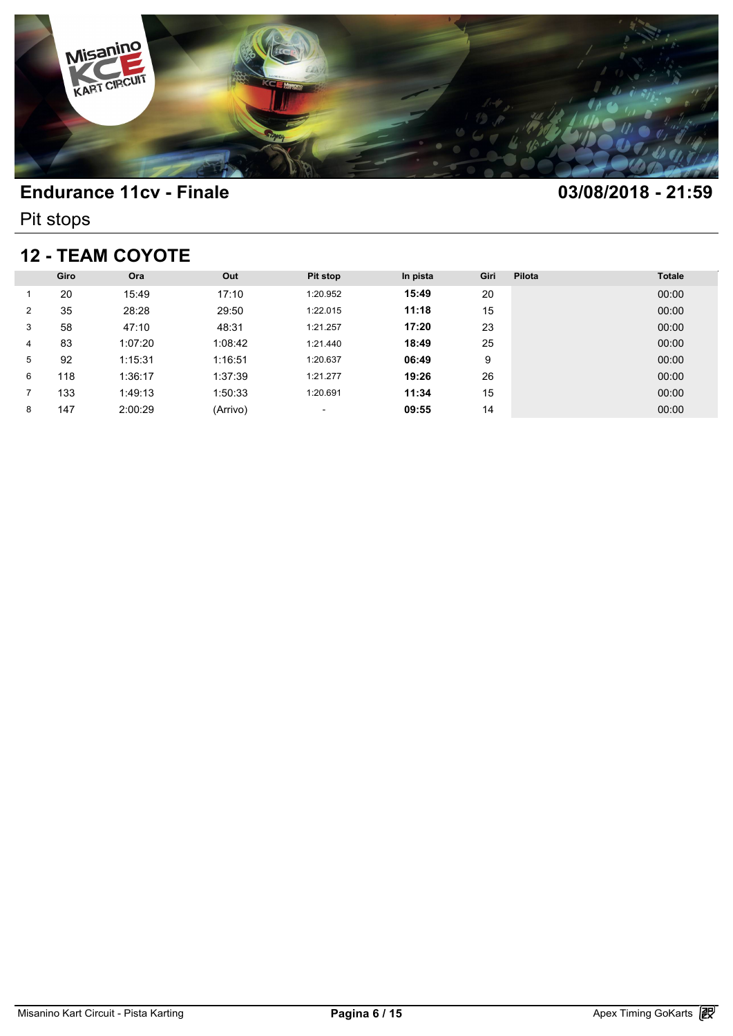## Endurance 11cv - Finale

**03/08/2018 - 21:59**

Pit stops

## 12 - TEAM COYOTE

| | Giro | Ora | Out | Pit stop | In pista | Giri | Pilota | Totale |
|---|---|---|---|---|---|---|---|---|
| 1 | 20 | 15:49 | 17:10 | 1:20.952 | **15:49** | 20 | | 00:00 |
| 2 | 35 | 28:28 | 29:50 | 1:22.015 | **11:18** | 15 | | 00:00 |
| 3 | 58 | 47:10 | 48:31 | 1:21.257 | **17:20** | 23 | | 00:00 |
| 4 | 83 | 1:07:20 | 1:08:42 | 1:21.440 | **18:49** | 25 | | 00:00 |
| 5 | 92 | 1:15:31 | 1:16:51 | 1:20.637 | **06:49** | 9 | | 00:00 |
| 6 | 118 | 1:36:17 | 1:37:39 | 1:21.277 | **19:26** | 26 | | 00:00 |
| 7 | 133 | 1:49:13 | 1:50:33 | 1:20.691 | **11:34** | 15 | | 00:00 |
| 8 | 147 | 2:00:29 | (Arrivo) | - | **09:55** | 14 | | 00:00 |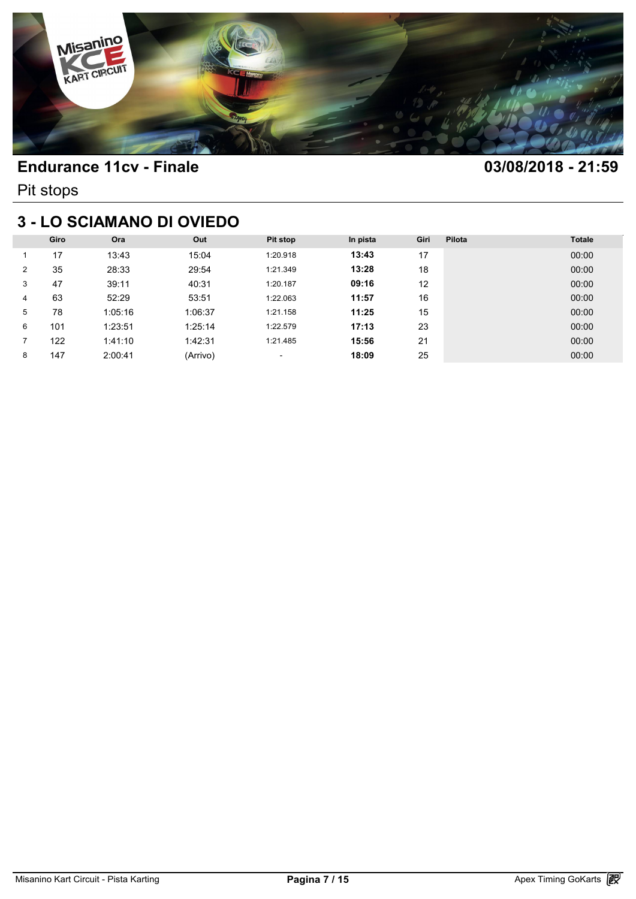# Endurance 11cv - Finale

**03/08/2018 - 21:59**

Pit stops

## 3 - LO SCIAMANO DI OVIEDO

| | Giro | Ora | Out | Pit stop | In pista | Giri | Pilota | Totale |
|---|---|---|---|---|---|---|---|---|
| 1 | 17 | 13:43 | 15:04 | 1:20.918 | **13:43** | 17 | | 00:00 |
| 2 | 35 | 28:33 | 29:54 | 1:21.349 | **13:28** | 18 | | 00:00 |
| 3 | 47 | 39:11 | 40:31 | 1:20.187 | **09:16** | 12 | | 00:00 |
| 4 | 63 | 52:29 | 53:51 | 1:22.063 | **11:57** | 16 | | 00:00 |
| 5 | 78 | 1:05:16 | 1:06:37 | 1:21.158 | **11:25** | 15 | | 00:00 |
| 6 | 101 | 1:23:51 | 1:25:14 | 1:22.579 | **17:13** | 23 | | 00:00 |
| 7 | 122 | 1:41:10 | 1:42:31 | 1:21.485 | **15:56** | 21 | | 00:00 |
| 8 | 147 | 2:00:41 | (Arrivo) | - | **18:09** | 25 | | 00:00 |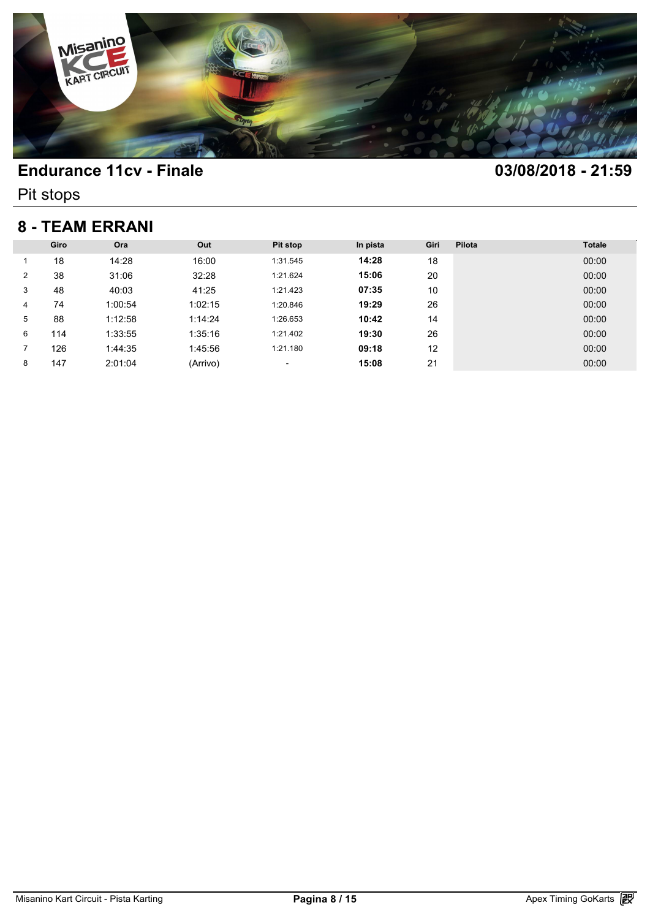## Endurance 11cv - Finale

**03/08/2018 - 21:59**

Pit stops

## 8 - TEAM ERRANI

| | Giro | Ora | Out | Pit stop | In pista | Giri | Pilota | Totale |
|---|---|---|---|---|---|---|---|---|
| 1 | 18 | 14:28 | 16:00 | 1:31.545 | **14:28** | 18 | | 00:00 |
| 2 | 38 | 31:06 | 32:28 | 1:21.624 | **15:06** | 20 | | 00:00 |
| 3 | 48 | 40:03 | 41:25 | 1:21.423 | **07:35** | 10 | | 00:00 |
| 4 | 74 | 1:00:54 | 1:02:15 | 1:20.846 | **19:29** | 26 | | 00:00 |
| 5 | 88 | 1:12:58 | 1:14:24 | 1:26.653 | **10:42** | 14 | | 00:00 |
| 6 | 114 | 1:33:55 | 1:35:16 | 1:21.402 | **19:30** | 26 | | 00:00 |
| 7 | 126 | 1:44:35 | 1:45:56 | 1:21.180 | **09:18** | 12 | | 00:00 |
| 8 | 147 | 2:01:04 | (Arrivo) | - | **15:08** | 21 | | 00:00 |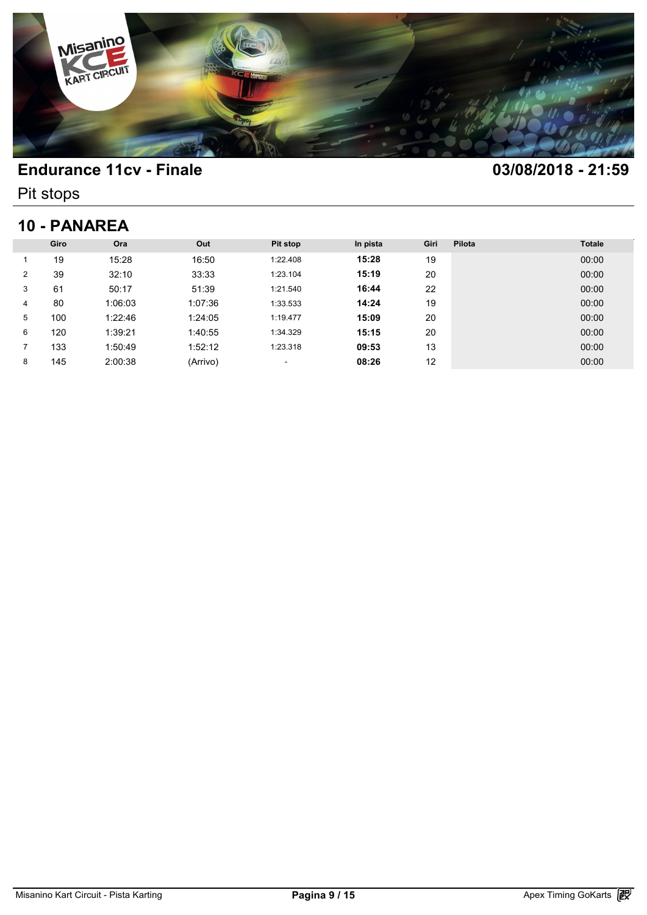# Endurance 11cv - Finale

**03/08/2018 - 21:59**

Pit stops

## 10 - PANAREA

| | Giro | Ora | Out | Pit stop | In pista | Giri | Pilota | Totale |
|---|---|---|---|---|---|---|---|---|
| 1 | 19 | 15:28 | 16:50 | 1:22.408 | **15:28** | 19 | | 00:00 |
| 2 | 39 | 32:10 | 33:33 | 1:23.104 | **15:19** | 20 | | 00:00 |
| 3 | 61 | 50:17 | 51:39 | 1:21.540 | **16:44** | 22 | | 00:00 |
| 4 | 80 | 1:06:03 | 1:07:36 | 1:33.533 | **14:24** | 19 | | 00:00 |
| 5 | 100 | 1:22:46 | 1:24:05 | 1:19.477 | **15:09** | 20 | | 00:00 |
| 6 | 120 | 1:39:21 | 1:40:55 | 1:34.329 | **15:15** | 20 | | 00:00 |
| 7 | 133 | 1:50:49 | 1:52:12 | 1:23.318 | **09:53** | 13 | | 00:00 |
| 8 | 145 | 2:00:38 | (Arrivo) | - | **08:26** | 12 | | 00:00 |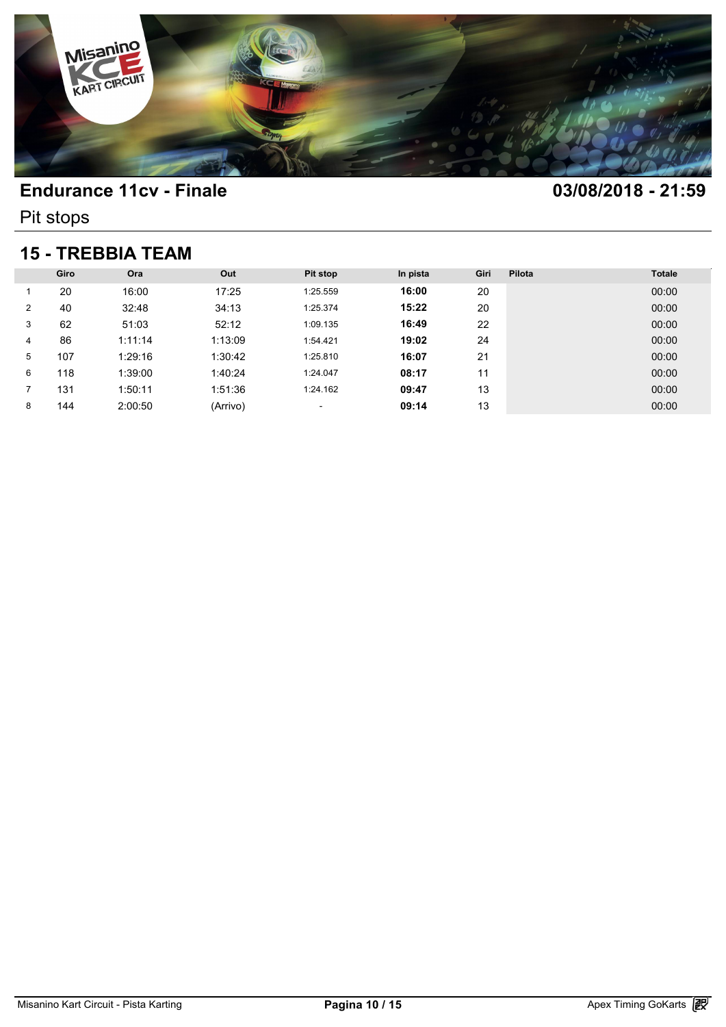# Endurance 11cv - Finale

**03/08/2018 - 21:59**

Pit stops

## 15 - TREBBIA TEAM

| | Giro | Ora | Out | Pit stop | In pista | Giri | Pilota | Totale |
|---|---|---|---|---|---|---|---|---|
| 1 | 20 | 16:00 | 17:25 | 1:25.559 | **16:00** | 20 | | 00:00 |
| 2 | 40 | 32:48 | 34:13 | 1:25.374 | **15:22** | 20 | | 00:00 |
| 3 | 62 | 51:03 | 52:12 | 1:09.135 | **16:49** | 22 | | 00:00 |
| 4 | 86 | 1:11:14 | 1:13:09 | 1:54.421 | **19:02** | 24 | | 00:00 |
| 5 | 107 | 1:29:16 | 1:30:42 | 1:25.810 | **16:07** | 21 | | 00:00 |
| 6 | 118 | 1:39:00 | 1:40:24 | 1:24.047 | **08:17** | 11 | | 00:00 |
| 7 | 131 | 1:50:11 | 1:51:36 | 1:24.162 | **09:47** | 13 | | 00:00 |
| 8 | 144 | 2:00:50 | (Arrivo) | - | **09:14** | 13 | | 00:00 |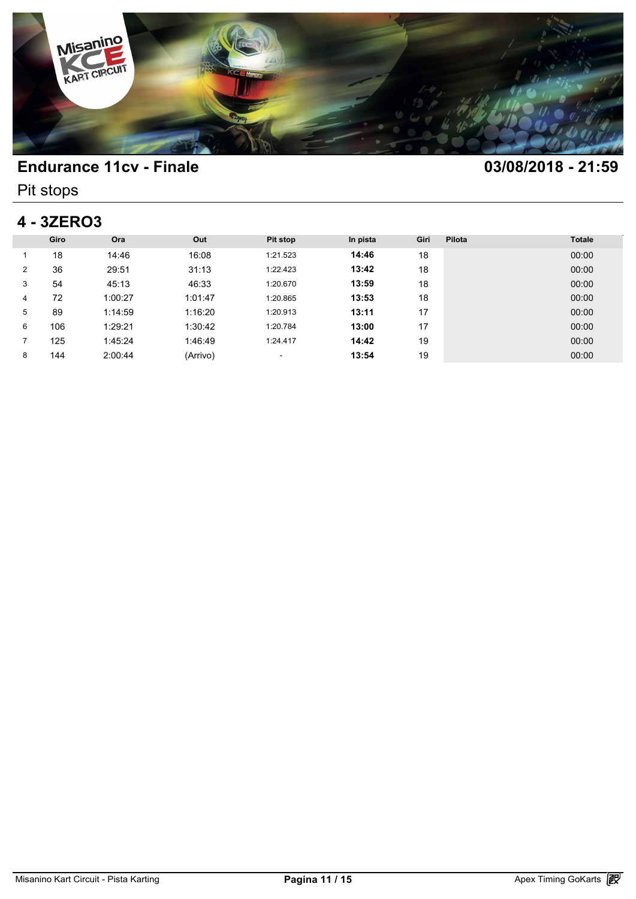# Endurance 11cv - Finale

**03/08/2018 - 21:59**

Pit stops

## 4 - 3ZERO3

| | Giro | Ora | Out | Pit stop | In pista | Giri | Pilota | Totale |
|---|---|---|---|---|---|---|---|---|
| 1 | 18 | 14:46 | 16:08 | 1:21.523 | **14:46** | 18 | | 00:00 |
| 2 | 36 | 29:51 | 31:13 | 1:22.423 | **13:42** | 18 | | 00:00 |
| 3 | 54 | 45:13 | 46:33 | 1:20.670 | **13:59** | 18 | | 00:00 |
| 4 | 72 | 1:00:27 | 1:01:47 | 1:20.865 | **13:53** | 18 | | 00:00 |
| 5 | 89 | 1:14:59 | 1:16:20 | 1:20.913 | **13:11** | 17 | | 00:00 |
| 6 | 106 | 1:29:21 | 1:30:42 | 1:20.784 | **13:00** | 17 | | 00:00 |
| 7 | 125 | 1:45:24 | 1:46:49 | 1:24.417 | **14:42** | 19 | | 00:00 |
| 8 | 144 | 2:00:44 | (Arrivo) | - | **13:54** | 19 | | 00:00 |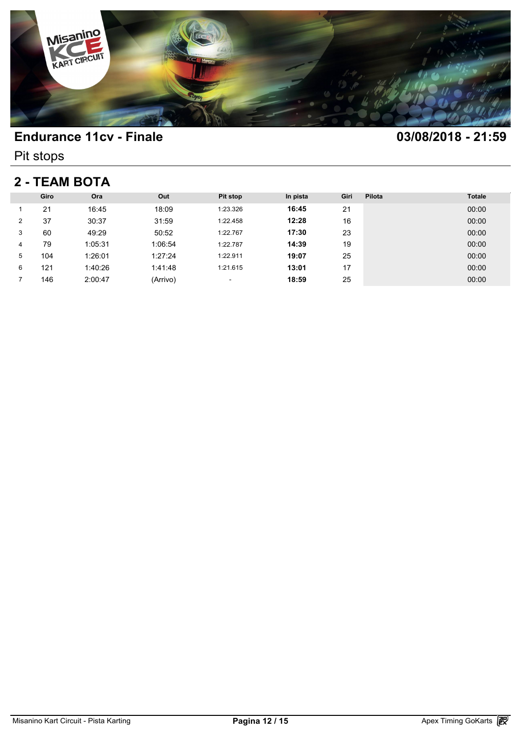# Endurance 11cv - Finale

**03/08/2018 - 21:59**

Pit stops

## 2 - TEAM BOTA

| | Giro | Ora | Out | Pit stop | In pista | Giri | Pilota | Totale |
|---|---|---|---|---|---|---|---|---|
| 1 | 21 | 16:45 | 18:09 | 1:23.326 | **16:45** | 21 | | 00:00 |
| 2 | 37 | 30:37 | 31:59 | 1:22.458 | **12:28** | 16 | | 00:00 |
| 3 | 60 | 49:29 | 50:52 | 1:22.767 | **17:30** | 23 | | 00:00 |
| 4 | 79 | 1:05:31 | 1:06:54 | 1:22.787 | **14:39** | 19 | | 00:00 |
| 5 | 104 | 1:26:01 | 1:27:24 | 1:22.911 | **19:07** | 25 | | 00:00 |
| 6 | 121 | 1:40:26 | 1:41:48 | 1:21.615 | **13:01** | 17 | | 00:00 |
| 7 | 146 | 2:00:47 | (Arrivo) | - | **18:59** | 25 | | 00:00 |

Misanino Kart Circuit - Pista Karting

Apex Timing GoKarts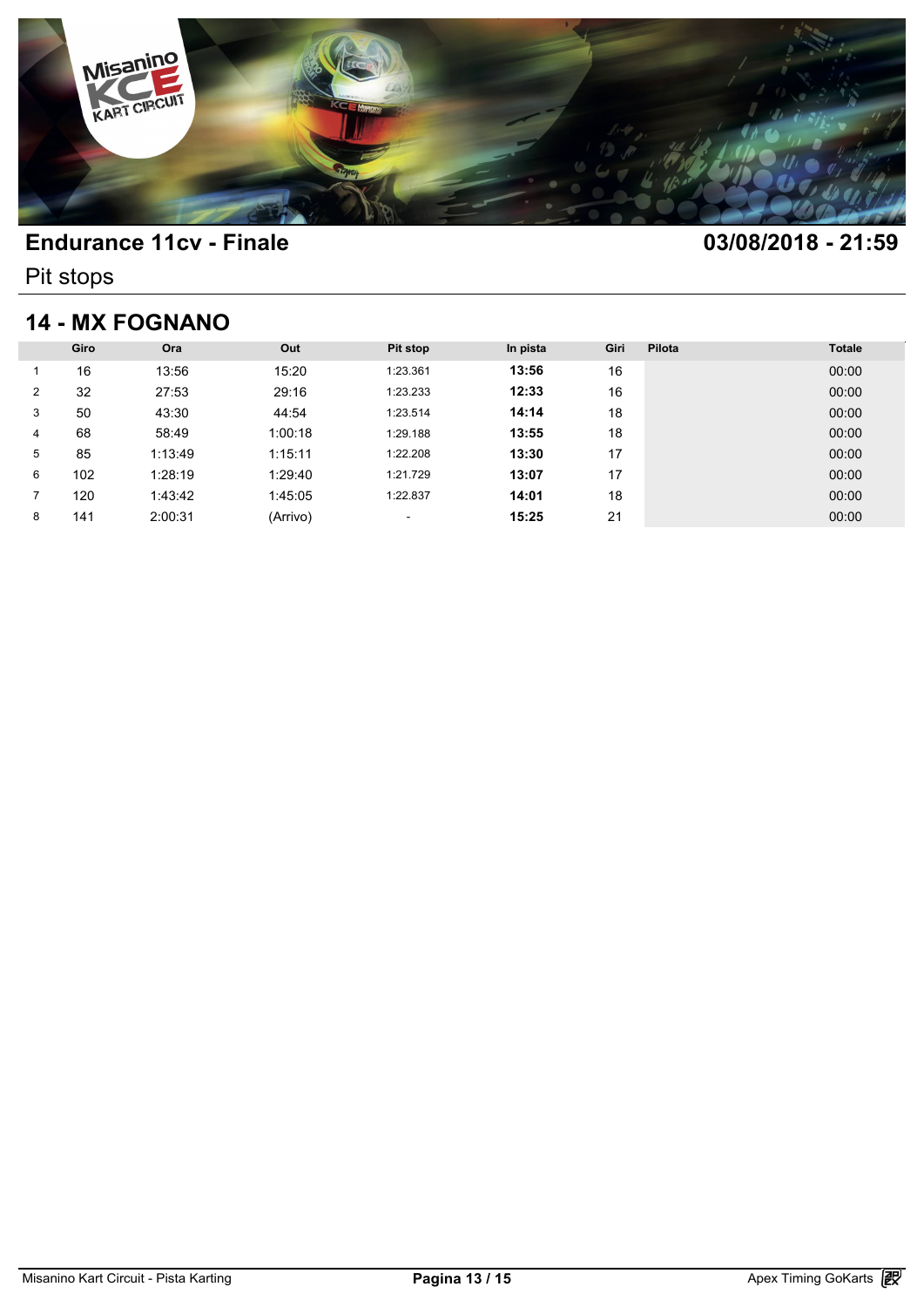## Endurance 11cv - Finale

**03/08/2018 - 21:59**

Pit stops

## 14 - MX FOGNANO

| | Giro | Ora | Out | Pit stop | In pista | Giri | Pilota | Totale |
|---|---|---|---|---|---|---|---|---|
| 1 | 16 | 13:56 | 15:20 | 1:23.361 | **13:56** | 16 | | 00:00 |
| 2 | 32 | 27:53 | 29:16 | 1:23.233 | **12:33** | 16 | | 00:00 |
| 3 | 50 | 43:30 | 44:54 | 1:23.514 | **14:14** | 18 | | 00:00 |
| 4 | 68 | 58:49 | 1:00:18 | 1:29.188 | **13:55** | 18 | | 00:00 |
| 5 | 85 | 1:13:49 | 1:15:11 | 1:22.208 | **13:30** | 17 | | 00:00 |
| 6 | 102 | 1:28:19 | 1:29:40 | 1:21.729 | **13:07** | 17 | | 00:00 |
| 7 | 120 | 1:43:42 | 1:45:05 | 1:22.837 | **14:01** | 18 | | 00:00 |
| 8 | 141 | 2:00:31 | (Arrivo) | - | **15:25** | 21 | | 00:00 |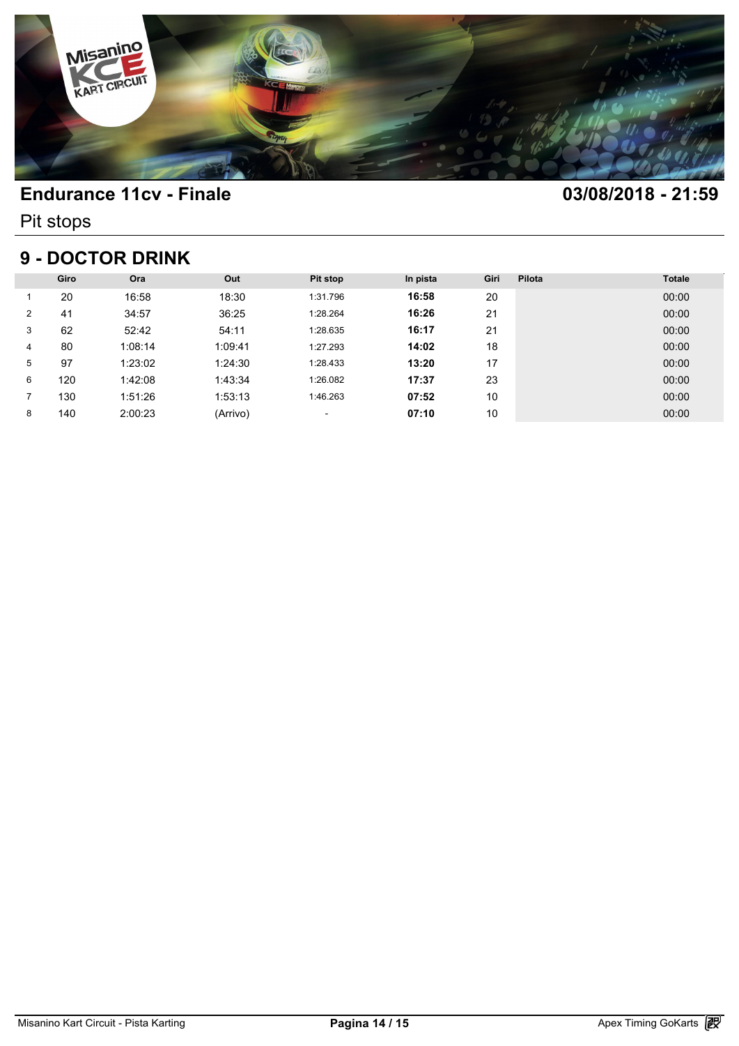# Endurance 11cv - Finale

**03/08/2018 - 21:59**

Pit stops

## 9 - DOCTOR DRINK

| | Giro | Ora | Out | Pit stop | In pista | Giri | Pilota | Totale |
|---|---|---|---|---|---|---|---|---|
| 1 | 20 | 16:58 | 18:30 | 1:31.796 | **16:58** | 20 | | 00:00 |
| 2 | 41 | 34:57 | 36:25 | 1:28.264 | **16:26** | 21 | | 00:00 |
| 3 | 62 | 52:42 | 54:11 | 1:28.635 | **16:17** | 21 | | 00:00 |
| 4 | 80 | 1:08:14 | 1:09:41 | 1:27.293 | **14:02** | 18 | | 00:00 |
| 5 | 97 | 1:23:02 | 1:24:30 | 1:28.433 | **13:20** | 17 | | 00:00 |
| 6 | 120 | 1:42:08 | 1:43:34 | 1:26.082 | **17:37** | 23 | | 00:00 |
| 7 | 130 | 1:51:26 | 1:53:13 | 1:46.263 | **07:52** | 10 | | 00:00 |
| 8 | 140 | 2:00:23 | (Arrivo) | - | **07:10** | 10 | | 00:00 |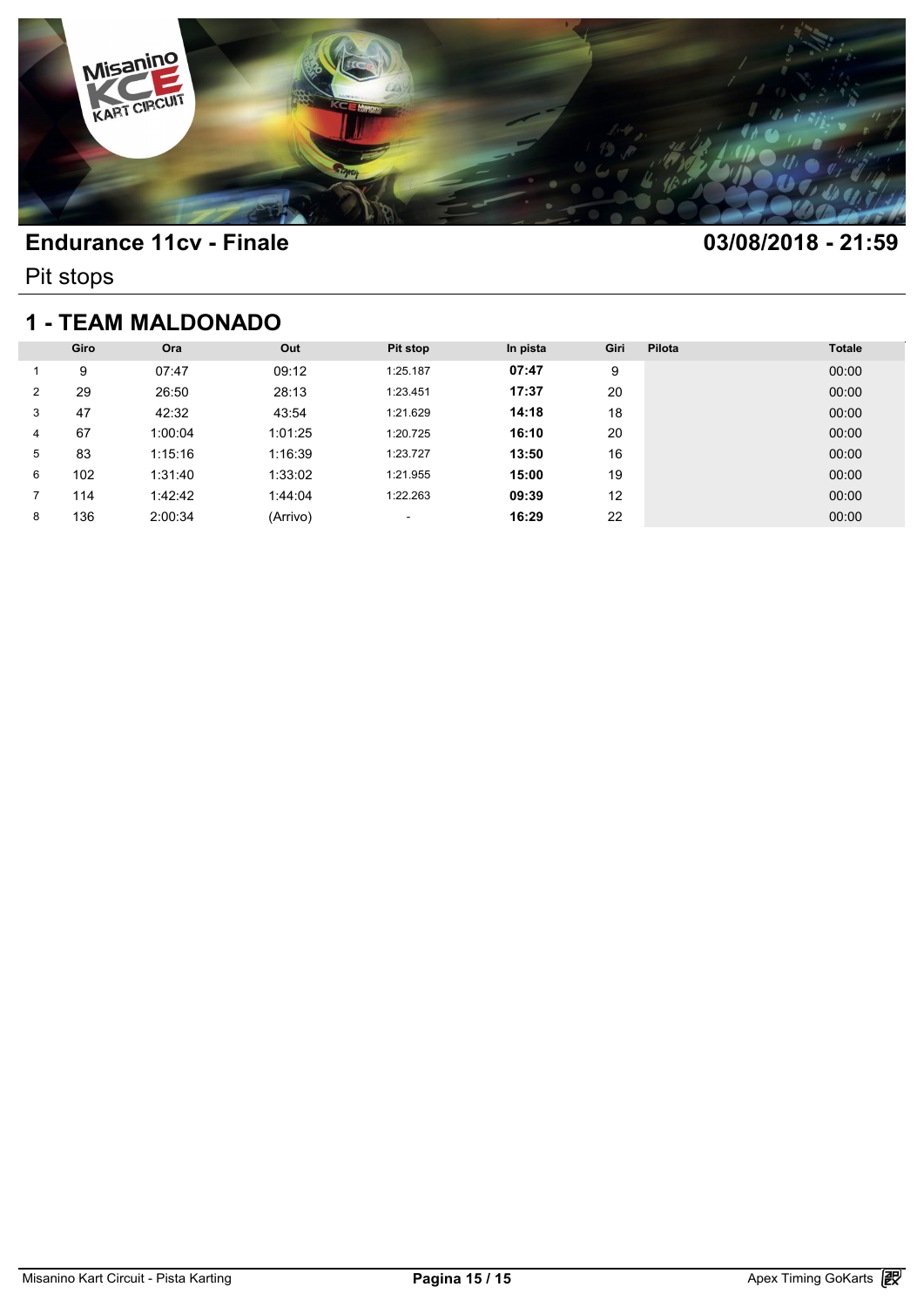# Endurance 11cv - Finale

**03/08/2018 - 21:59**

Pit stops

## 1 - TEAM MALDONADO

| | Giro | Ora | Out | Pit stop | In pista | Giri | Pilota | Totale |
|---|---|---|---|---|---|---|---|---|
| 1 | 9 | 07:47 | 09:12 | 1:25.187 | **07:47** | 9 | | 00:00 |
| 2 | 29 | 26:50 | 28:13 | 1:23.451 | **17:37** | 20 | | 00:00 |
| 3 | 47 | 42:32 | 43:54 | 1:21.629 | **14:18** | 18 | | 00:00 |
| 4 | 67 | 1:00:04 | 1:01:25 | 1:20.725 | **16:10** | 20 | | 00:00 |
| 5 | 83 | 1:15:16 | 1:16:39 | 1:23.727 | **13:50** | 16 | | 00:00 |
| 6 | 102 | 1:31:40 | 1:33:02 | 1:21.955 | **15:00** | 19 | | 00:00 |
| 7 | 114 | 1:42:42 | 1:44:04 | 1:22.263 | **09:39** | 12 | | 00:00 |
| 8 | 136 | 2:00:34 | (Arrivo) | - | **16:29** | 22 | | 00:00 |